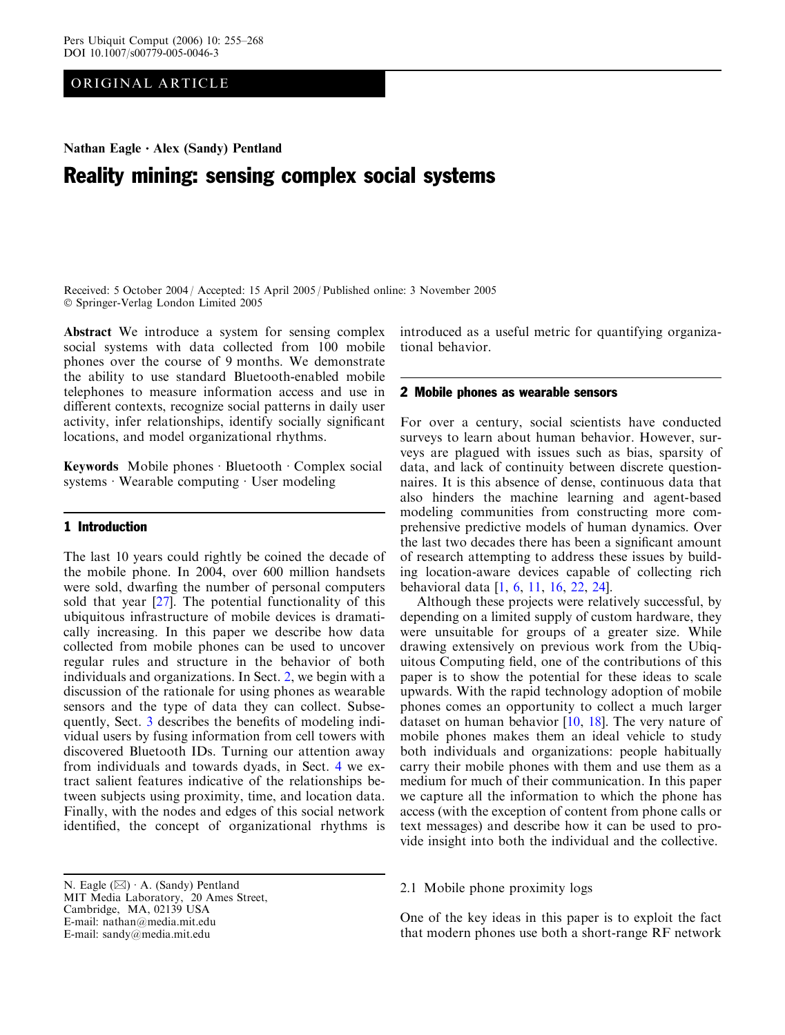ORIGINAL ARTICLE

Nathan Eagle · Alex (Sandy) Pentland

# Reality mining: sensing complex social systems

Received: 5 October 2004 / Accepted: 15 April 2005 / Published online: 3 November 2005
© Springer-Verlag London Limited 2005

**Abstract** We introduce a system for sensing complex social systems with data collected from 100 mobile phones over the course of 9 months. We demonstrate the ability to use standard Bluetooth-enabled mobile telephones to measure information access and use in different contexts, recognize social patterns in daily user activity, infer relationships, identify socially significant locations, and model organizational rhythms.

**Keywords** Mobile phones · Bluetooth · Complex social systems · Wearable computing · User modeling

## 1 Introduction

The last 10 years could rightly be coined the decade of the mobile phone. In 2004, over 600 million handsets were sold, dwarfing the number of personal computers sold that year [27]. The potential functionality of this ubiquitous infrastructure of mobile devices is dramatically increasing. In this paper we describe how data collected from mobile phones can be used to uncover regular rules and structure in the behavior of both individuals and organizations. In Sect. 2, we begin with a discussion of the rationale for using phones as wearable sensors and the type of data they can collect. Subsequently, Sect. 3 describes the benefits of modeling individual users by fusing information from cell towers with discovered Bluetooth IDs. Turning our attention away from individuals and towards dyads, in Sect. 4 we extract salient features indicative of the relationships between subjects using proximity, time, and location data. Finally, with the nodes and edges of this social network identified, the concept of organizational rhythms is introduced as a useful metric for quantifying organizational behavior.

N. Eagle (✉) · A. (Sandy) Pentland
MIT Media Laboratory, 20 Ames Street,
Cambridge, MA, 02139 USA
E-mail: nathan@media.mit.edu
E-mail: sandy@media.mit.edu

## 2 Mobile phones as wearable sensors

For over a century, social scientists have conducted surveys to learn about human behavior. However, surveys are plagued with issues such as bias, sparsity of data, and lack of continuity between discrete questionnaires. It is this absence of dense, continuous data that also hinders the machine learning and agent-based modeling communities from constructing more comprehensive predictive models of human dynamics. Over the last two decades there has been a significant amount of research attempting to address these issues by building location-aware devices capable of collecting rich behavioral data [1, 6, 11, 16, 22, 24].

Although these projects were relatively successful, by depending on a limited supply of custom hardware, they were unsuitable for groups of a greater size. While drawing extensively on previous work from the Ubiquitous Computing field, one of the contributions of this paper is to show the potential for these ideas to scale upwards. With the rapid technology adoption of mobile phones comes an opportunity to collect a much larger dataset on human behavior [10, 18]. The very nature of mobile phones makes them an ideal vehicle to study both individuals and organizations: people habitually carry their mobile phones with them and use them as a medium for much of their communication. In this paper we capture all the information to which the phone has access (with the exception of content from phone calls or text messages) and describe how it can be used to provide insight into both the individual and the collective.

### 2.1 Mobile phone proximity logs

One of the key ideas in this paper is to exploit the fact that modern phones use both a short-range RF network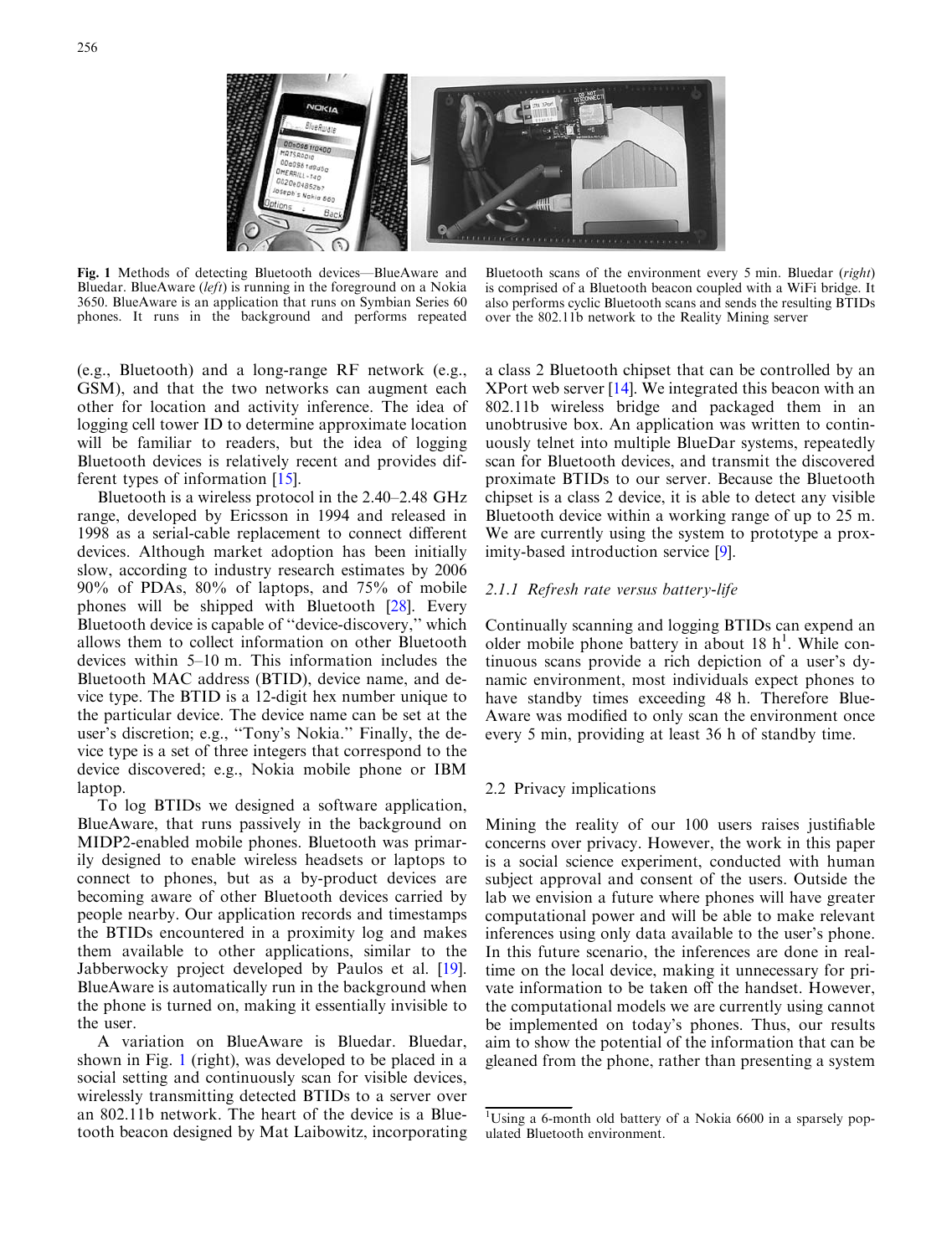Fig. 1 Methods of detecting Bluetooth devices—BlueAware and Bluedar. BlueAware (*left*) is running in the foreground on a Nokia 3650. BlueAware is an application that runs on Symbian Series 60 phones. It runs in the background and performs repeated Bluetooth scans of the environment every 5 min. Bluedar (*right*) is comprised of a Bluetooth beacon coupled with a WiFi bridge. It also performs cyclic Bluetooth scans and sends the resulting BTIDs over the 802.11b network to the Reality Mining server

(e.g., Bluetooth) and a long-range RF network (e.g., GSM), and that the two networks can augment each other for location and activity inference. The idea of logging cell tower ID to determine approximate location will be familiar to readers, but the idea of logging Bluetooth devices is relatively recent and provides different types of information [15].

Bluetooth is a wireless protocol in the 2.40–2.48 GHz range, developed by Ericsson in 1994 and released in 1998 as a serial-cable replacement to connect different devices. Although market adoption has been initially slow, according to industry research estimates by 2006 90% of PDAs, 80% of laptops, and 75% of mobile phones will be shipped with Bluetooth [28]. Every Bluetooth device is capable of "device-discovery," which allows them to collect information on other Bluetooth devices within 5–10 m. This information includes the Bluetooth MAC address (BTID), device name, and device type. The BTID is a 12-digit hex number unique to the particular device. The device name can be set at the user's discretion; e.g., "Tony's Nokia." Finally, the device type is a set of three integers that correspond to the device discovered; e.g., Nokia mobile phone or IBM laptop.

To log BTIDs we designed a software application, BlueAware, that runs passively in the background on MIDP2-enabled mobile phones. Bluetooth was primarily designed to enable wireless headsets or laptops to connect to phones, but as a by-product devices are becoming aware of other Bluetooth devices carried by people nearby. Our application records and timestamps the BTIDs encountered in a proximity log and makes them available to other applications, similar to the Jabberwocky project developed by Paulos et al. [19]. BlueAware is automatically run in the background when the phone is turned on, making it essentially invisible to the user.

A variation on BlueAware is Bluedar. Bluedar, shown in Fig. 1 (right), was developed to be placed in a social setting and continuously scan for visible devices, wirelessly transmitting detected BTIDs to a server over an 802.11b network. The heart of the device is a Bluetooth beacon designed by Mat Laibowitz, incorporating a class 2 Bluetooth chipset that can be controlled by an XPort web server [14]. We integrated this beacon with an 802.11b wireless bridge and packaged them in an unobtrusive box. An application was written to continuously telnet into multiple BlueDar systems, repeatedly scan for Bluetooth devices, and transmit the discovered proximate BTIDs to our server. Because the Bluetooth chipset is a class 2 device, it is able to detect any visible Bluetooth device within a working range of up to 25 m. We are currently using the system to prototype a proximity-based introduction service [9].

### 2.1.1 Refresh rate versus battery-life

Continually scanning and logging BTIDs can expend an older mobile phone battery in about 18 h[1]. While continuous scans provide a rich depiction of a user's dynamic environment, most individuals expect phones to have standby times exceeding 48 h. Therefore BlueAware was modified to only scan the environment once every 5 min, providing at least 36 h of standby time.

## 2.2 Privacy implications

Mining the reality of our 100 users raises justifiable concerns over privacy. However, the work in this paper is a social science experiment, conducted with human subject approval and consent of the users. Outside the lab we envision a future where phones will have greater computational power and will be able to make relevant inferences using only data available to the user's phone. In this future scenario, the inferences are done in real-time on the local device, making it unnecessary for private information to be taken off the handset. However, the computational models we are currently using cannot be implemented on today's phones. Thus, our results aim to show the potential of the information that can be gleaned from the phone, rather than presenting a system

[1] Using a 6-month old battery of a Nokia 6600 in a sparsely populated Bluetooth environment.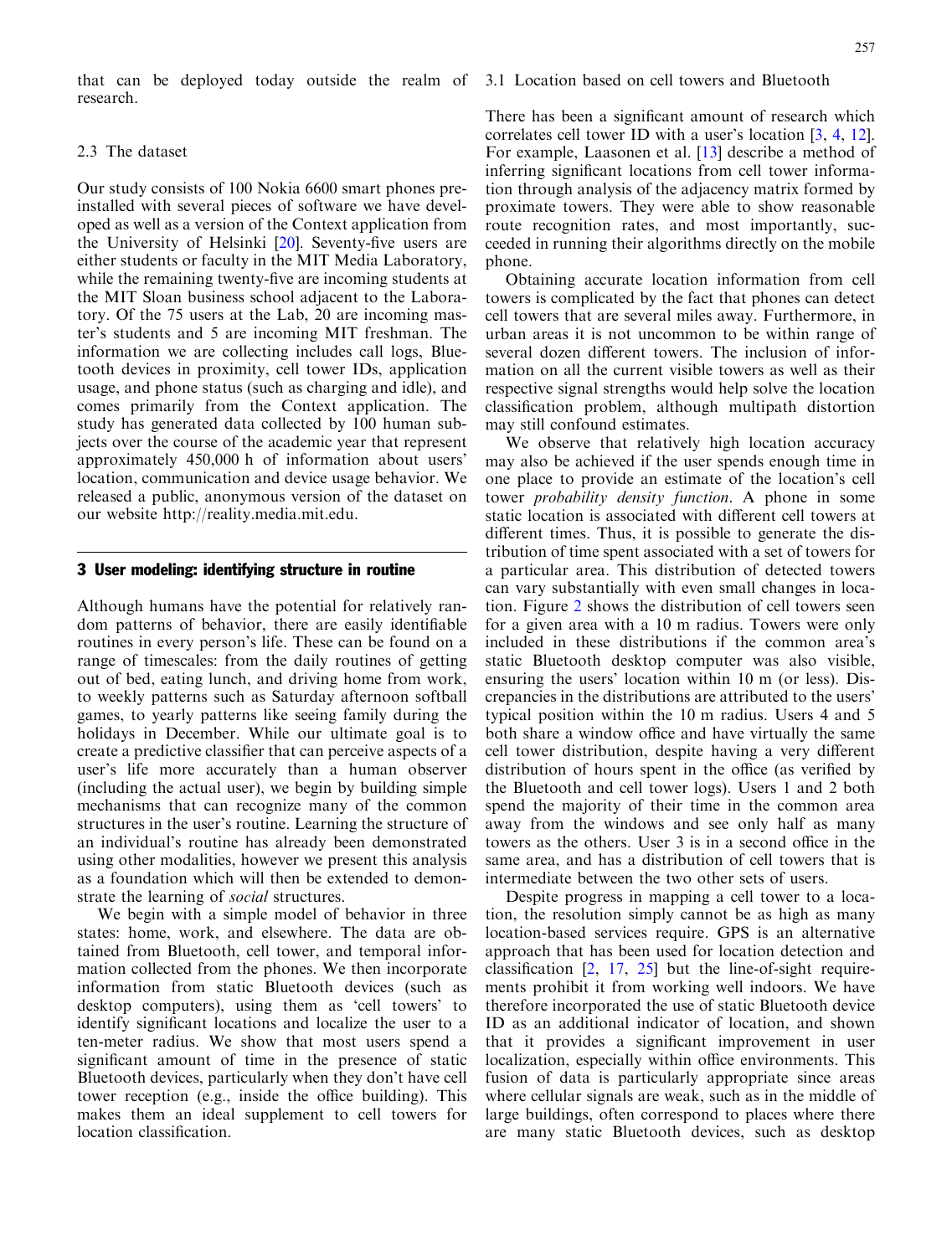that can be deployed today outside the realm of research.

### 2.3 The dataset

Our study consists of 100 Nokia 6600 smart phones pre-installed with several pieces of software we have developed as well as a version of the Context application from the University of Helsinki [20]. Seventy-five users are either students or faculty in the MIT Media Laboratory, while the remaining twenty-five are incoming students at the MIT Sloan business school adjacent to the Laboratory. Of the 75 users at the Lab, 20 are incoming master's students and 5 are incoming MIT freshman. The information we are collecting includes call logs, Bluetooth devices in proximity, cell tower IDs, application usage, and phone status (such as charging and idle), and comes primarily from the Context application. The study has generated data collected by 100 human subjects over the course of the academic year that represent approximately 450,000 h of information about users' location, communication and device usage behavior. We released a public, anonymous version of the dataset on our website http://reality.media.mit.edu.

## 3 User modeling: identifying structure in routine

Although humans have the potential for relatively random patterns of behavior, there are easily identifiable routines in every person's life. These can be found on a range of timescales: from the daily routines of getting out of bed, eating lunch, and driving home from work, to weekly patterns such as Saturday afternoon softball games, to yearly patterns like seeing family during the holidays in December. While our ultimate goal is to create a predictive classifier that can perceive aspects of a user's life more accurately than a human observer (including the actual user), we begin by building simple mechanisms that can recognize many of the common structures in the user's routine. Learning the structure of an individual's routine has already been demonstrated using other modalities, however we present this analysis as a foundation which will then be extended to demonstrate the learning of *social* structures.

We begin with a simple model of behavior in three states: home, work, and elsewhere. The data are obtained from Bluetooth, cell tower, and temporal information collected from the phones. We then incorporate information from static Bluetooth devices (such as desktop computers), using them as 'cell towers' to identify significant locations and localize the user to a ten-meter radius. We show that most users spend a significant amount of time in the presence of static Bluetooth devices, particularly when they don't have cell tower reception (e.g., inside the office building). This makes them an ideal supplement to cell towers for location classification.

### 3.1 Location based on cell towers and Bluetooth

There has been a significant amount of research which correlates cell tower ID with a user's location [3, 4, 12]. For example, Laasonen et al. [13] describe a method of inferring significant locations from cell tower information through analysis of the adjacency matrix formed by proximate towers. They were able to show reasonable route recognition rates, and most importantly, succeeded in running their algorithms directly on the mobile phone.

Obtaining accurate location information from cell towers is complicated by the fact that phones can detect cell towers that are several miles away. Furthermore, in urban areas it is not uncommon to be within range of several dozen different towers. The inclusion of information on all the current visible towers as well as their respective signal strengths would help solve the location classification problem, although multipath distortion may still confound estimates.

We observe that relatively high location accuracy may also be achieved if the user spends enough time in one place to provide an estimate of the location's cell tower *probability density function*. A phone in some static location is associated with different cell towers at different times. Thus, it is possible to generate the distribution of time spent associated with a set of towers for a particular area. This distribution of detected towers can vary substantially with even small changes in location. Figure 2 shows the distribution of cell towers seen for a given area with a 10 m radius. Towers were only included in these distributions if the common area's static Bluetooth desktop computer was also visible, ensuring the users' location within 10 m (or less). Discrepancies in the distributions are attributed to the users' typical position within the 10 m radius. Users 4 and 5 both share a window office and have virtually the same cell tower distribution, despite having a very different distribution of hours spent in the office (as verified by the Bluetooth and cell tower logs). Users 1 and 2 both spend the majority of their time in the common area away from the windows and see only half as many towers as the others. User 3 is in a second office in the same area, and has a distribution of cell towers that is intermediate between the two other sets of users.

Despite progress in mapping a cell tower to a location, the resolution simply cannot be as high as many location-based services require. GPS is an alternative approach that has been used for location detection and classification [2, 17, 25] but the line-of-sight requirements prohibit it from working well indoors. We have therefore incorporated the use of static Bluetooth device ID as an additional indicator of location, and shown that it provides a significant improvement in user localization, especially within office environments. This fusion of data is particularly appropriate since areas where cellular signals are weak, such as in the middle of large buildings, often correspond to places where there are many static Bluetooth devices, such as desktop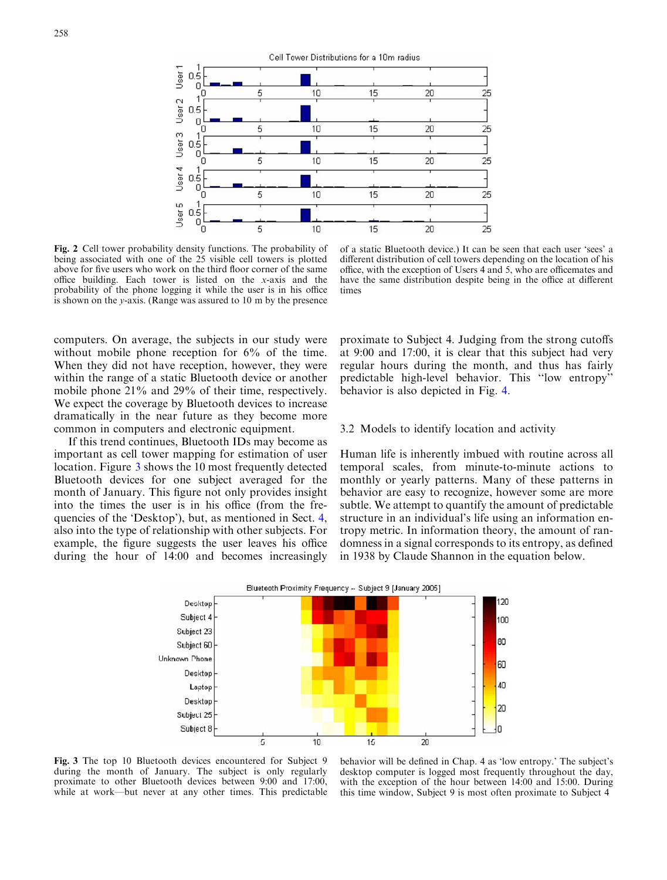**Fig. 2** Cell tower probability density functions. The probability of being associated with one of the 25 visible cell towers is plotted above for five users who work on the third floor corner of the same office building. Each tower is listed on the $x$-axis and the probability of the phone logging it while the user is in his office is shown on the $y$-axis. (Range was assured to 10 m by the presence of a static Bluetooth device.) It can be seen that each user 'sees' a different distribution of cell towers depending on the location of his office, with the exception of Users 4 and 5, who are officemates and have the same distribution despite being in the office at different times

computers. On average, the subjects in our study were without mobile phone reception for 6% of the time. When they did not have reception, however, they were within the range of a static Bluetooth device or another mobile phone 21% and 29% of their time, respectively. We expect the coverage by Bluetooth devices to increase dramatically in the near future as they become more common in computers and electronic equipment.

If this trend continues, Bluetooth IDs may become as important as cell tower mapping for estimation of user location. Figure 3 shows the 10 most frequently detected Bluetooth devices for one subject averaged for the month of January. This figure not only provides insight into the times the user is in his office (from the frequencies of the 'Desktop'), but, as mentioned in Sect. 4, also into the type of relationship with other subjects. For example, the figure suggests the user leaves his office during the hour of 14:00 and becomes increasingly proximate to Subject 4. Judging from the strong cutoffs at 9:00 and 17:00, it is clear that this subject had very regular hours during the month, and thus has fairly predictable high-level behavior. This "low entropy" behavior is also depicted in Fig. 4.

## 3.2 Models to identify location and activity

Human life is inherently imbued with routine across all temporal scales, from minute-to-minute actions to monthly or yearly patterns. Many of these patterns in behavior are easy to recognize, however some are more subtle. We attempt to quantify the amount of predictable structure in an individual's life using an information entropy metric. In information theory, the amount of randomness in a signal corresponds to its entropy, as defined in 1938 by Claude Shannon in the equation below.

**Fig. 3** The top 10 Bluetooth devices encountered for Subject 9 during the month of January. The subject is only regularly proximate to other Bluetooth devices between 9:00 and 17:00, while at work—but never at any other times. This predictable behavior will be defined in Chap. 4 as 'low entropy.' The subject's desktop computer is logged most frequently throughout the day, with the exception of the hour between 14:00 and 15:00. During this time window, Subject 9 is most often proximate to Subject 4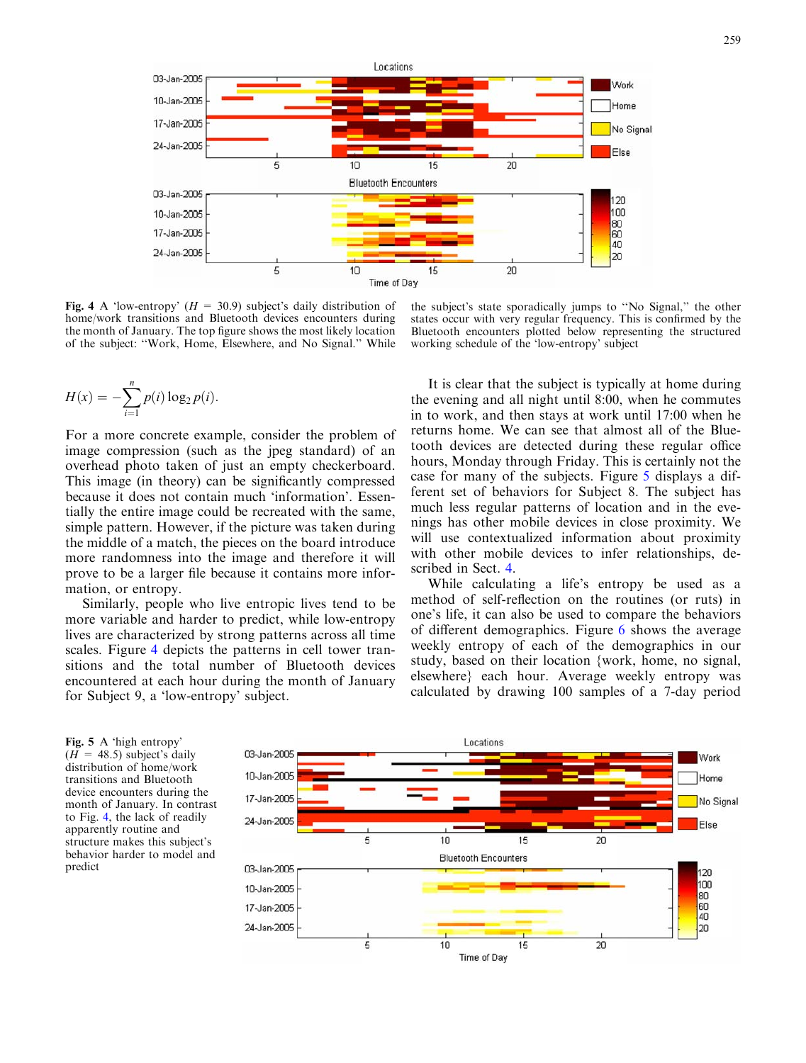**Fig. 4** A 'low-entropy' ($H$ = 30.9) subject's daily distribution of home/work transitions and Bluetooth devices encounters during the month of January. The top figure shows the most likely location of the subject: "Work, Home, Elsewhere, and No Signal." While the subject's state sporadically jumps to "No Signal," the other states occur with very regular frequency. This is confirmed by the Bluetooth encounters plotted below representing the structured working schedule of the 'low-entropy' subject

$$H(x) = -\sum_{i=1}^{n} p(i) \log_2 p(i).$$

For a more concrete example, consider the problem of image compression (such as the jpeg standard) of an overhead photo taken of just an empty checkerboard. This image (in theory) can be significantly compressed because it does not contain much 'information'. Essentially the entire image could be recreated with the same, simple pattern. However, if the picture was taken during the middle of a match, the pieces on the board introduce more randomness into the image and therefore it will prove to be a larger file because it contains more information, or entropy.

Similarly, people who live entropic lives tend to be more variable and harder to predict, while low-entropy lives are characterized by strong patterns across all time scales. Figure 4 depicts the patterns in cell tower transitions and the total number of Bluetooth devices encountered at each hour during the month of January for Subject 9, a 'low-entropy' subject.

It is clear that the subject is typically at home during the evening and all night until 8:00, when he commutes in to work, and then stays at work until 17:00 when he returns home. We can see that almost all of the Bluetooth devices are detected during these regular office hours, Monday through Friday. This is certainly not the case for many of the subjects. Figure 5 displays a different set of behaviors for Subject 8. The subject has much less regular patterns of location and in the evenings has other mobile devices in close proximity. We will use contextualized information about proximity with other mobile devices to infer relationships, described in Sect. 4.

While calculating a life's entropy be used as a method of self-reflection on the routines (or ruts) in one's life, it can also be used to compare the behaviors of different demographics. Figure 6 shows the average weekly entropy of each of the demographics in our study, based on their location {work, home, no signal, elsewhere} each hour. Average weekly entropy was calculated by drawing 100 samples of a 7-day period

**Fig. 5** A 'high entropy' ($H$ = 48.5) subject's daily distribution of home/work transitions and Bluetooth device encounters during the month of January. In contrast to Fig. 4, the lack of readily apparently routine and structure makes this subject's behavior harder to model and predict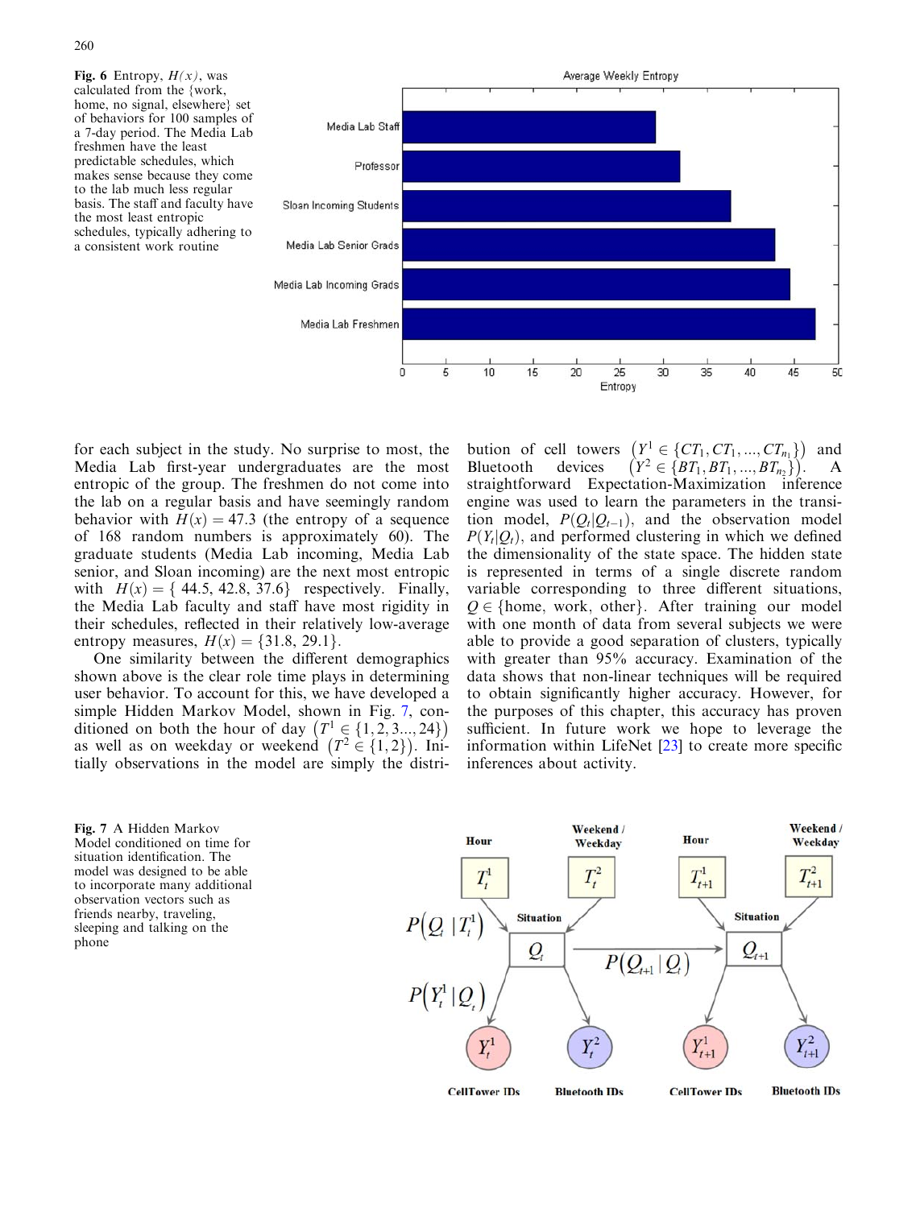**Fig. 6** Entropy, $H(x)$, was calculated from the {work, home, no signal, elsewhere} set of behaviors for 100 samples of a 7-day period. The Media Lab freshmen have the least predictable schedules, which makes sense because they come to the lab much less regular basis. The staff and faculty have the most least entropic schedules, typically adhering to a consistent work routine

for each subject in the study. No surprise to most, the Media Lab first-year undergraduates are the most entropic of the group. The freshmen do not come into the lab on a regular basis and have seemingly random behavior with $H(x) = 47.3$ (the entropy of a sequence of 168 random numbers is approximately 60). The graduate students (Media Lab incoming, Media Lab senior, and Sloan incoming) are the next most entropic with $H(x) = \{44.5, 42.8, 37.6\}$ respectively. Finally, the Media Lab faculty and staff have most rigidity in their schedules, reflected in their relatively low-average entropy measures, $H(x) = \{31.8, 29.1\}$.

One similarity between the different demographics shown above is the clear role time plays in determining user behavior. To account for this, we have developed a simple Hidden Markov Model, shown in Fig. 7, conditioned on both the hour of day $\left(T^1 \in \{1, 2, 3..., 24\}\right)$ as well as on weekday or weekend $\left(T^2 \in \{1, 2\}\right)$. Initially observations in the model are simply the distribution of cell towers $\left(Y^1 \in \{CT_1, CT_1, ..., CT_{n_1}\}\right)$ and Bluetooth devices $\left(Y^2 \in \{BT_1, BT_1, ..., BT_{n_2}\}\right)$. A straightforward Expectation-Maximization inference engine was used to learn the parameters in the transition model, $P(Q_t|Q_{t-1})$, and the observation model $P(Y_t|Q_t)$, and performed clustering in which we defined the dimensionality of the state space. The hidden state is represented in terms of a single discrete random variable corresponding to three different situations, $Q \in$ {home, work, other}. After training our model with one month of data from several subjects we were able to provide a good separation of clusters, typically with greater than 95% accuracy. Examination of the data shows that non-linear techniques will be required to obtain significantly higher accuracy. However, for the purposes of this chapter, this accuracy has proven sufficient. In future work we hope to leverage the information within LifeNet [23] to create more specific inferences about activity.

**Fig. 7** A Hidden Markov Model conditioned on time for situation identification. The model was designed to be able to incorporate many additional observation vectors such as friends nearby, traveling, sleeping and talking on the phone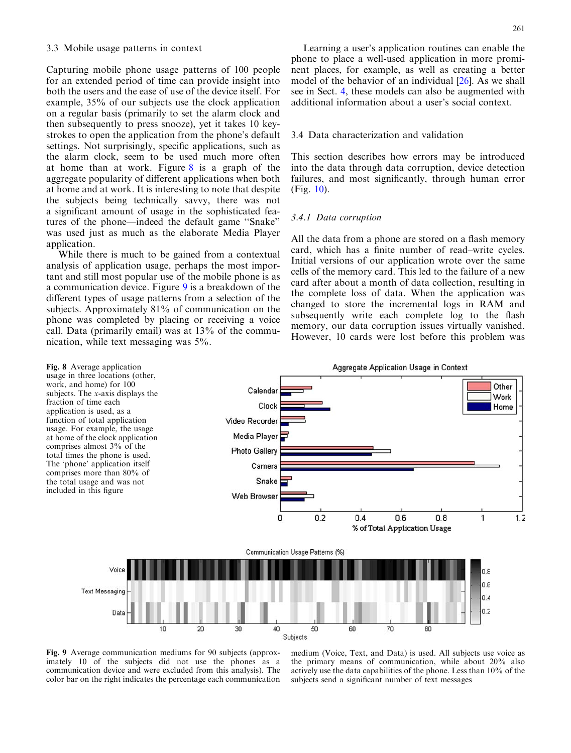### 3.3 Mobile usage patterns in context

Capturing mobile phone usage patterns of 100 people for an extended period of time can provide insight into both the users and the ease of use of the device itself. For example, 35% of our subjects use the clock application on a regular basis (primarily to set the alarm clock and then subsequently to press snooze), yet it takes 10 keystrokes to open the application from the phone's default settings. Not surprisingly, specific applications, such as the alarm clock, seem to be used much more often at home than at work. Figure 8 is a graph of the aggregate popularity of different applications when both at home and at work. It is interesting to note that despite the subjects being technically savvy, there was not a significant amount of usage in the sophisticated features of the phone—indeed the default game "Snake" was used just as much as the elaborate Media Player application.

While there is much to be gained from a contextual analysis of application usage, perhaps the most important and still most popular use of the mobile phone is as a communication device. Figure 9 is a breakdown of the different types of usage patterns from a selection of the subjects. Approximately 81% of communication on the phone was completed by placing or receiving a voice call. Data (primarily email) was at 13% of the communication, while text messaging was 5%.

Learning a user's application routines can enable the phone to place a well-used application in more prominent places, for example, as well as creating a better model of the behavior of an individual [26]. As we shall see in Sect. 4, these models can also be augmented with additional information about a user's social context.

### 3.4 Data characterization and validation

This section describes how errors may be introduced into the data through data corruption, device detection failures, and most significantly, through human error (Fig. 10).

#### 3.4.1 Data corruption

All the data from a phone are stored on a flash memory card, which has a finite number of read–write cycles. Initial versions of our application wrote over the same cells of the memory card. This led to the failure of a new card after about a month of data collection, resulting in the complete loss of data. When the application was changed to store the incremental logs in RAM and subsequently write each complete log to the flash memory, our data corruption issues virtually vanished. However, 10 cards were lost before this problem was

**Fig. 8** Average application usage in three locations (other, work, and home) for 100 subjects. The *x*-axis displays the fraction of time each application is used, as a function of total application usage. For example, the usage at home of the clock application comprises almost 3% of the total times the phone is used. The 'phone' application itself comprises more than 80% of the total usage and was not included in this figure

**Fig. 9** Average communication mediums for 90 subjects (approximately 10 of the subjects did not use the phones as a communication device and were excluded from this analysis). The color bar on the right indicates the percentage each communication medium (Voice, Text, and Data) is used. All subjects use voice as the primary means of communication, while about 20% also actively use the data capabilities of the phone. Less than 10% of the subjects send a significant number of text messages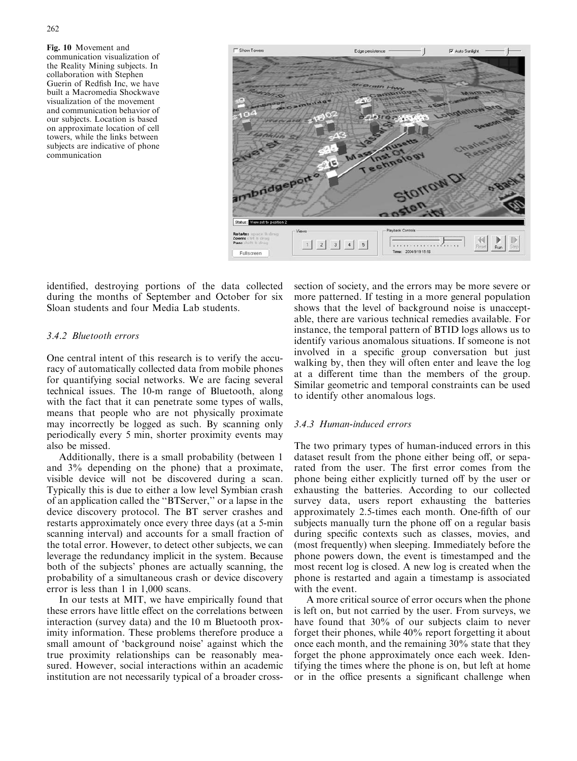Fig. 10 Movement and communication visualization of the Reality Mining subjects. In collaboration with Stephen Guerin of Redfish Inc, we have built a Macromedia Shockwave visualization of the movement and communication behavior of our subjects. Location is based on approximate location of cell towers, while the links between subjects are indicative of phone communication

identified, destroying portions of the data collected during the months of September and October for six Sloan students and four Media Lab students.

### 3.4.2 Bluetooth errors

One central intent of this research is to verify the accuracy of automatically collected data from mobile phones for quantifying social networks. We are facing several technical issues. The 10-m range of Bluetooth, along with the fact that it can penetrate some types of walls, means that people who are not physically proximate may incorrectly be logged as such. By scanning only periodically every 5 min, shorter proximity events may also be missed.

Additionally, there is a small probability (between 1 and 3% depending on the phone) that a proximate, visible device will not be discovered during a scan. Typically this is due to either a low level Symbian crash of an application called the "BTServer," or a lapse in the device discovery protocol. The BT server crashes and restarts approximately once every three days (at a 5-min scanning interval) and accounts for a small fraction of the total error. However, to detect other subjects, we can leverage the redundancy implicit in the system. Because both of the subjects' phones are actually scanning, the probability of a simultaneous crash or device discovery error is less than 1 in 1,000 scans.

In our tests at MIT, we have empirically found that these errors have little effect on the correlations between interaction (survey data) and the 10 m Bluetooth proximity information. These problems therefore produce a small amount of 'background noise' against which the true proximity relationships can be reasonably measured. However, social interactions within an academic institution are not necessarily typical of a broader cross-section of society, and the errors may be more severe or more patterned. If testing in a more general population shows that the level of background noise is unacceptable, there are various technical remedies available. For instance, the temporal pattern of BTID logs allows us to identify various anomalous situations. If someone is not involved in a specific group conversation but just walking by, then they will often enter and leave the log at a different time than the members of the group. Similar geometric and temporal constraints can be used to identify other anomalous logs.

### 3.4.3 Human-induced errors

The two primary types of human-induced errors in this dataset result from the phone either being off, or separated from the user. The first error comes from the phone being either explicitly turned off by the user or exhausting the batteries. According to our collected survey data, users report exhausting the batteries approximately 2.5-times each month. One-fifth of our subjects manually turn the phone off on a regular basis during specific contexts such as classes, movies, and (most frequently) when sleeping. Immediately before the phone powers down, the event is timestamped and the most recent log is closed. A new log is created when the phone is restarted and again a timestamp is associated with the event.

A more critical source of error occurs when the phone is left on, but not carried by the user. From surveys, we have found that 30% of our subjects claim to never forget their phones, while 40% report forgetting it about once each month, and the remaining 30% state that they forget the phone approximately once each week. Identifying the times where the phone is on, but left at home or in the office presents a significant challenge when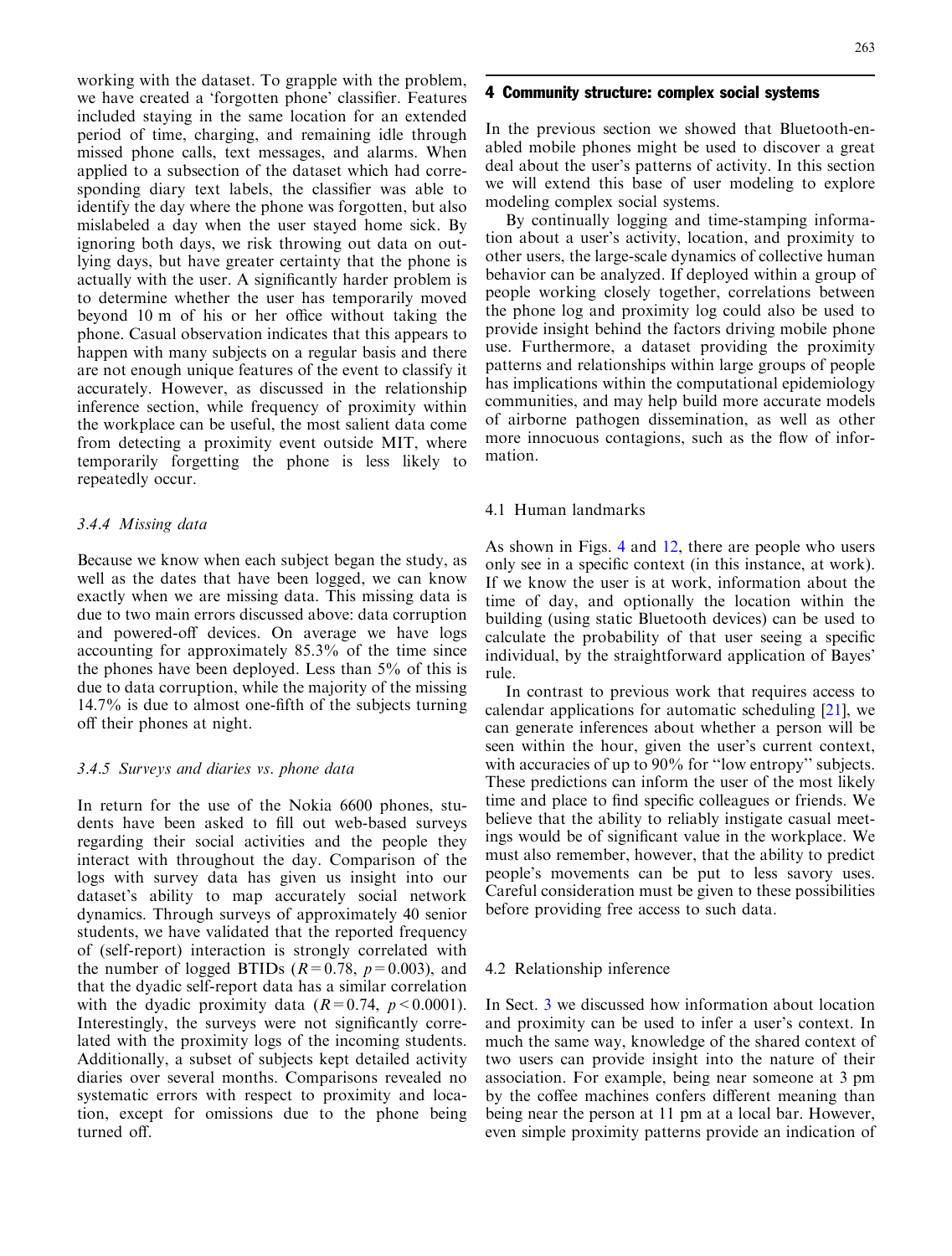working with the dataset. To grapple with the problem, we have created a 'forgotten phone' classifier. Features included staying in the same location for an extended period of time, charging, and remaining idle through missed phone calls, text messages, and alarms. When applied to a subsection of the dataset which had corresponding diary text labels, the classifier was able to identify the day where the phone was forgotten, but also mislabeled a day when the user stayed home sick. By ignoring both days, we risk throwing out data on outlying days, but have greater certainty that the phone is actually with the user. A significantly harder problem is to determine whether the user has temporarily moved beyond 10 m of his or her office without taking the phone. Casual observation indicates that this appears to happen with many subjects on a regular basis and there are not enough unique features of the event to classify it accurately. However, as discussed in the relationship inference section, while frequency of proximity within the workplace can be useful, the most salient data come from detecting a proximity event outside MIT, where temporarily forgetting the phone is less likely to repeatedly occur.

#### 3.4.4 Missing data

Because we know when each subject began the study, as well as the dates that have been logged, we can know exactly when we are missing data. This missing data is due to two main errors discussed above: data corruption and powered-off devices. On average we have logs accounting for approximately 85.3% of the time since the phones have been deployed. Less than 5% of this is due to data corruption, while the majority of the missing 14.7% is due to almost one-fifth of the subjects turning off their phones at night.

#### 3.4.5 Surveys and diaries vs. phone data

In return for the use of the Nokia 6600 phones, students have been asked to fill out web-based surveys regarding their social activities and the people they interact with throughout the day. Comparison of the logs with survey data has given us insight into our dataset's ability to map accurately social network dynamics. Through surveys of approximately 40 senior students, we have validated that the reported frequency of (self-report) interaction is strongly correlated with the number of logged BTIDs ($R = 0.78$, $p = 0.003$), and that the dyadic self-report data has a similar correlation with the dyadic proximity data ($R = 0.74$, $p < 0.0001$). Interestingly, the surveys were not significantly correlated with the proximity logs of the incoming students. Additionally, a subset of subjects kept detailed activity diaries over several months. Comparisons revealed no systematic errors with respect to proximity and location, except for omissions due to the phone being turned off.

## 4 Community structure: complex social systems

In the previous section we showed that Bluetooth-enabled mobile phones might be used to discover a great deal about the user's patterns of activity. In this section we will extend this base of user modeling to explore modeling complex social systems.

By continually logging and time-stamping information about a user's activity, location, and proximity to other users, the large-scale dynamics of collective human behavior can be analyzed. If deployed within a group of people working closely together, correlations between the phone log and proximity log could also be used to provide insight behind the factors driving mobile phone use. Furthermore, a dataset providing the proximity patterns and relationships within large groups of people has implications within the computational epidemiology communities, and may help build more accurate models of airborne pathogen dissemination, as well as other more innocuous contagions, such as the flow of information.

### 4.1 Human landmarks

As shown in Figs. 4 and 12, there are people who users only see in a specific context (in this instance, at work). If we know the user is at work, information about the time of day, and optionally the location within the building (using static Bluetooth devices) can be used to calculate the probability of that user seeing a specific individual, by the straightforward application of Bayes' rule.

In contrast to previous work that requires access to calendar applications for automatic scheduling [21], we can generate inferences about whether a person will be seen within the hour, given the user's current context, with accuracies of up to 90% for "low entropy" subjects. These predictions can inform the user of the most likely time and place to find specific colleagues or friends. We believe that the ability to reliably instigate casual meetings would be of significant value in the workplace. We must also remember, however, that the ability to predict people's movements can be put to less savory uses. Careful consideration must be given to these possibilities before providing free access to such data.

### 4.2 Relationship inference

In Sect. 3 we discussed how information about location and proximity can be used to infer a user's context. In much the same way, knowledge of the shared context of two users can provide insight into the nature of their association. For example, being near someone at 3 pm by the coffee machines confers different meaning than being near the person at 11 pm at a local bar. However, even simple proximity patterns provide an indication of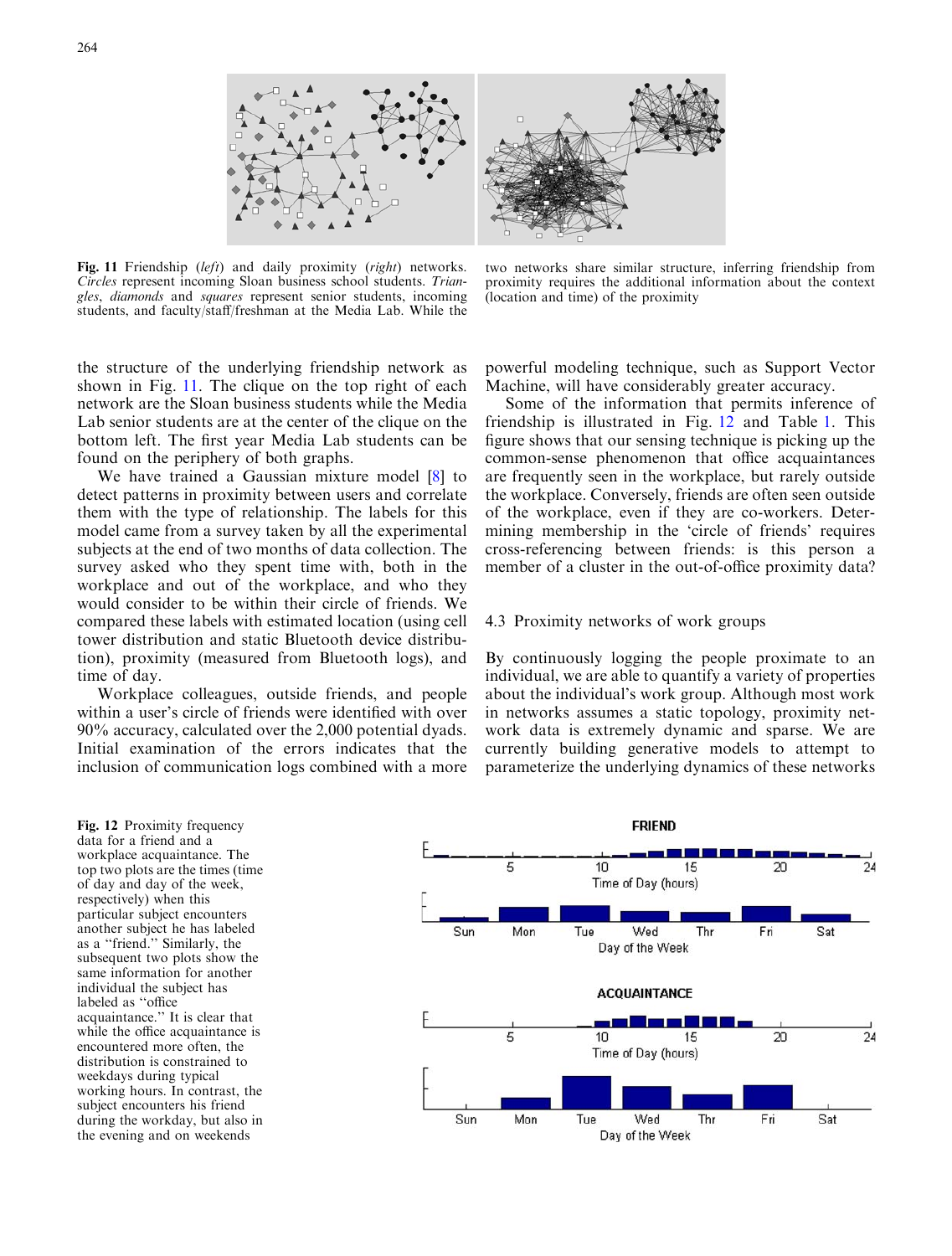**Fig. 11** Friendship (*left*) and daily proximity (*right*) networks. *Circles* represent incoming Sloan business school students. *Triangles*, *diamonds* and *squares* represent senior students, incoming students, and faculty/staff/freshman at the Media Lab. While the two networks share similar structure, inferring friendship from proximity requires the additional information about the context (location and time) of the proximity

the structure of the underlying friendship network as shown in Fig. 11. The clique on the top right of each network are the Sloan business students while the Media Lab senior students are at the center of the clique on the bottom left. The first year Media Lab students can be found on the periphery of both graphs.

We have trained a Gaussian mixture model [8] to detect patterns in proximity between users and correlate them with the type of relationship. The labels for this model came from a survey taken by all the experimental subjects at the end of two months of data collection. The survey asked who they spent time with, both in the workplace and out of the workplace, and who they would consider to be within their circle of friends. We compared these labels with estimated location (using cell tower distribution and static Bluetooth device distribution), proximity (measured from Bluetooth logs), and time of day.

Workplace colleagues, outside friends, and people within a user's circle of friends were identified with over 90% accuracy, calculated over the 2,000 potential dyads. Initial examination of the errors indicates that the inclusion of communication logs combined with a more powerful modeling technique, such as Support Vector Machine, will have considerably greater accuracy.

Some of the information that permits inference of friendship is illustrated in Fig. 12 and Table 1. This figure shows that our sensing technique is picking up the common-sense phenomenon that office acquaintances are frequently seen in the workplace, but rarely outside the workplace. Conversely, friends are often seen outside of the workplace, even if they are co-workers. Determining membership in the 'circle of friends' requires cross-referencing between friends: is this person a member of a cluster in the out-of-office proximity data?

### 4.3 Proximity networks of work groups

By continuously logging the people proximate to an individual, we are able to quantify a variety of properties about the individual's work group. Although most work in networks assumes a static topology, proximity network data is extremely dynamic and sparse. We are currently building generative models to attempt to parameterize the underlying dynamics of these networks

**Fig. 12** Proximity frequency data for a friend and a workplace acquaintance. The top two plots are the times (time of day and day of the week, respectively) when this particular subject encounters another subject he has labeled as a "friend." Similarly, the subsequent two plots show the same information for another individual the subject has labeled as "office acquaintance." It is clear that while the office acquaintance is encountered more often, the distribution is constrained to weekdays during typical working hours. In contrast, the subject encounters his friend during the workday, but also in the evening and on weekends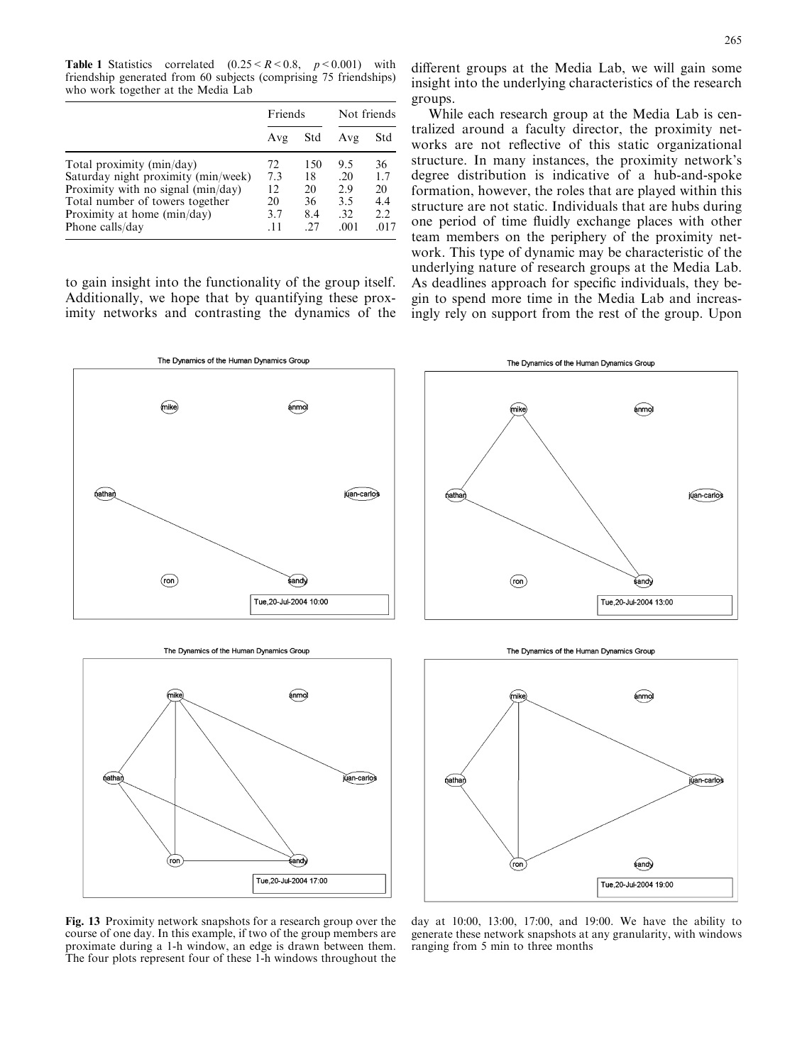**Table 1** Statistics correlated ($0.25 < R < 0.8$, $p < 0.001$) with friendship generated from 60 subjects (comprising 75 friendships) who work together at the Media Lab

| | Friends | | Not friends | |
|---|---|---|---|---|
| | Avg | Std | Avg | Std |
| Total proximity (min/day) | 72 | 150 | 9.5 | 36 |
| Saturday night proximity (min/week) | 7.3 | 18 | .20 | 1.7 |
| Proximity with no signal (min/day) | 12 | 20 | 2.9 | 20 |
| Total number of towers together | 20 | 36 | 3.5 | 4.4 |
| Proximity at home (min/day) | 3.7 | 8.4 | .32 | 2.2 |
| Phone calls/day | .11 | .27 | .001 | .017 |

to gain insight into the functionality of the group itself. Additionally, we hope that by quantifying these proximity networks and contrasting the dynamics of the different groups at the Media Lab, we will gain some insight into the underlying characteristics of the research groups.

While each research group at the Media Lab is centralized around a faculty director, the proximity networks are not reflective of this static organizational structure. In many instances, the proximity network's degree distribution is indicative of a hub-and-spoke formation, however, the roles that are played within this structure are not static. Individuals that are hubs during one period of time fluidly exchange places with other team members on the periphery of the proximity network. This type of dynamic may be characteristic of the underlying nature of research groups at the Media Lab. As deadlines approach for specific individuals, they begin to spend more time in the Media Lab and increasingly rely on support from the rest of the group. Upon

**Fig. 13** Proximity network snapshots for a research group over the course of one day. In this example, if two of the group members are proximate during a 1-h window, an edge is drawn between them. The four plots represent four of these 1-h windows throughout the day at 10:00, 13:00, 17:00, and 19:00. We have the ability to generate these network snapshots at any granularity, with windows ranging from 5 min to three months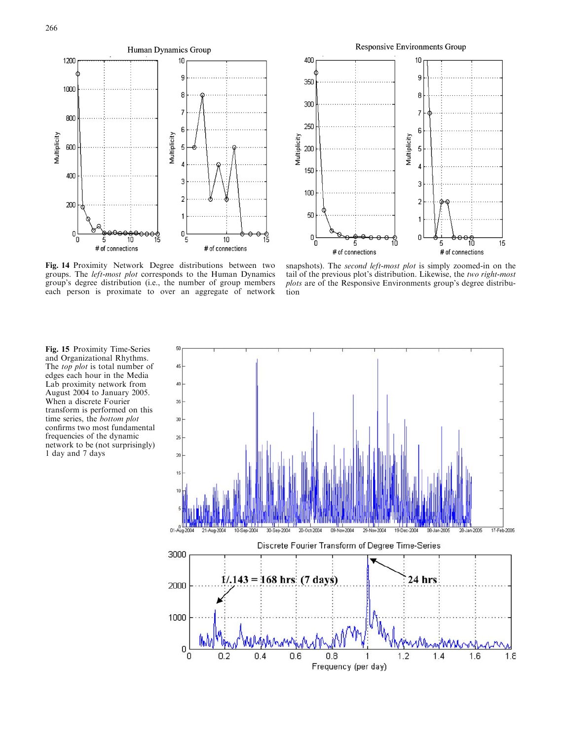**Fig. 14** Proximity Network Degree distributions between two groups. The *left-most plot* corresponds to the Human Dynamics group's degree distribution (i.e., the number of group members each person is proximate to over an aggregate of network snapshots). The *second left-most plot* is simply zoomed-in on the tail of the previous plot's distribution. Likewise, the *two right-most plots* are of the Responsive Environments group's degree distribution

**Fig. 15** Proximity Time-Series and Organizational Rhythms. The *top plot* is total number of edges each hour in the Media Lab proximity network from August 2004 to January 2005. When a discrete Fourier transform is performed on this time series, the *bottom plot* confirms two most fundamental frequencies of the dynamic network to be (not surprisingly) 1 day and 7 days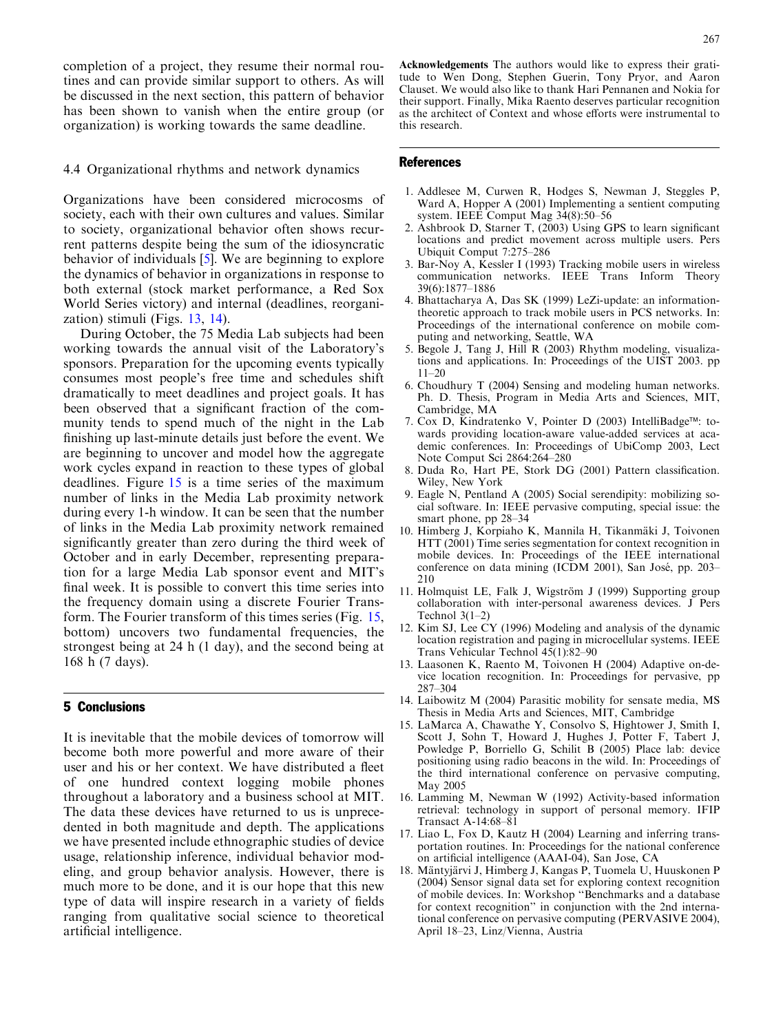completion of a project, they resume their normal routines and can provide similar support to others. As will be discussed in the next section, this pattern of behavior has been shown to vanish when the entire group (or organization) is working towards the same deadline.

### 4.4 Organizational rhythms and network dynamics

Organizations have been considered microcosms of society, each with their own cultures and values. Similar to society, organizational behavior often shows recurrent patterns despite being the sum of the idiosyncratic behavior of individuals [5]. We are beginning to explore the dynamics of behavior in organizations in response to both external (stock market performance, a Red Sox World Series victory) and internal (deadlines, reorganization) stimuli (Figs. 13, 14).

During October, the 75 Media Lab subjects had been working towards the annual visit of the Laboratory's sponsors. Preparation for the upcoming events typically consumes most people's free time and schedules shift dramatically to meet deadlines and project goals. It has been observed that a significant fraction of the community tends to spend much of the night in the Lab finishing up last-minute details just before the event. We are beginning to uncover and model how the aggregate work cycles expand in reaction to these types of global deadlines. Figure 15 is a time series of the maximum number of links in the Media Lab proximity network during every 1-h window. It can be seen that the number of links in the Media Lab proximity network remained significantly greater than zero during the third week of October and in early December, representing preparation for a large Media Lab sponsor event and MIT's final week. It is possible to convert this time series into the frequency domain using a discrete Fourier Transform. The Fourier transform of this times series (Fig. 15, bottom) uncovers two fundamental frequencies, the strongest being at 24 h (1 day), and the second being at 168 h (7 days).

## 5 Conclusions

It is inevitable that the mobile devices of tomorrow will become both more powerful and more aware of their user and his or her context. We have distributed a fleet of one hundred context logging mobile phones throughout a laboratory and a business school at MIT. The data these devices have returned to us is unprecedented in both magnitude and depth. The applications we have presented include ethnographic studies of device usage, relationship inference, individual behavior modeling, and group behavior analysis. However, there is much more to be done, and it is our hope that this new type of data will inspire research in a variety of fields ranging from qualitative social science to theoretical artificial intelligence.

**Acknowledgements** The authors would like to express their gratitude to Wen Dong, Stephen Guerin, Tony Pryor, and Aaron Clauset. We would also like to thank Hari Pennanen and Nokia for their support. Finally, Mika Raento deserves particular recognition as the architect of Context and whose efforts were instrumental to this research.

## References

1. Addlesee M, Curwen R, Hodges S, Newman J, Steggles P, Ward A, Hopper A (2001) Implementing a sentient computing system. IEEE Comput Mag 34(8):50–56
2. Ashbrook D, Starner T, (2003) Using GPS to learn significant locations and predict movement across multiple users. Pers Ubiquit Comput 7:275–286
3. Bar-Noy A, Kessler I (1993) Tracking mobile users in wireless communication networks. IEEE Trans Inform Theory 39(6):1877–1886
4. Bhattacharya A, Das SK (1999) LeZi-update: an information-theoretic approach to track mobile users in PCS networks. In: Proceedings of the international conference on mobile computing and networking, Seattle, WA
5. Begole J, Tang J, Hill R (2003) Rhythm modeling, visualizations and applications. In: Proceedings of the UIST 2003. pp 11–20
6. Choudhury T (2004) Sensing and modeling human networks. Ph. D. Thesis, Program in Media Arts and Sciences, MIT, Cambridge, MA
7. Cox D, Kindratenko V, Pointer D (2003) IntelliBadge™: towards providing location-aware value-added services at academic conferences. In: Proceedings of UbiComp 2003, Lect Note Comput Sci 2864:264–280
8. Duda Ro, Hart PE, Stork DG (2001) Pattern classification. Wiley, New York
9. Eagle N, Pentland A (2005) Social serendipity: mobilizing social software. In: IEEE pervasive computing, special issue: the smart phone, pp 28–34
10. Himberg J, Korpiaho K, Mannila H, Tikanmäki J, Toivonen HTT (2001) Time series segmentation for context recognition in mobile devices. In: Proceedings of the IEEE international conference on data mining (ICDM 2001), San José, pp. 203–210
11. Holmquist LE, Falk J, Wigström J (1999) Supporting group collaboration with inter-personal awareness devices. J Pers Technol 3(1–2)
12. Kim SJ, Lee CY (1996) Modeling and analysis of the dynamic location registration and paging in microcellular systems. IEEE Trans Vehicular Technol 45(1):82–90
13. Laasonen K, Raento M, Toivonen H (2004) Adaptive on-device location recognition. In: Proceedings for pervasive, pp 287–304
14. Laibowitz M (2004) Parasitic mobility for sensate media, MS Thesis in Media Arts and Sciences, MIT, Cambridge
15. LaMarca A, Chawathe Y, Consolvo S, Hightower J, Smith I, Scott J, Sohn T, Howard J, Hughes J, Potter F, Tabert J, Powledge P, Borriello G, Schilit B (2005) Place lab: device positioning using radio beacons in the wild. In: Proceedings of the third international conference on pervasive computing, May 2005
16. Lamming M, Newman W (1992) Activity-based information retrieval: technology in support of personal memory. IFIP Transact A-14:68–81
17. Liao L, Fox D, Kautz H (2004) Learning and inferring transportation routines. In: Proceedings for the national conference on artificial intelligence (AAAI-04), San Jose, CA
18. Mäntyjärvi J, Himberg J, Kangas P, Tuomela U, Huuskonen P (2004) Sensor signal data set for exploring context recognition of mobile devices. In: Workshop "Benchmarks and a database for context recognition" in conjunction with the 2nd international conference on pervasive computing (PERVASIVE 2004), April 18–23, Linz/Vienna, Austria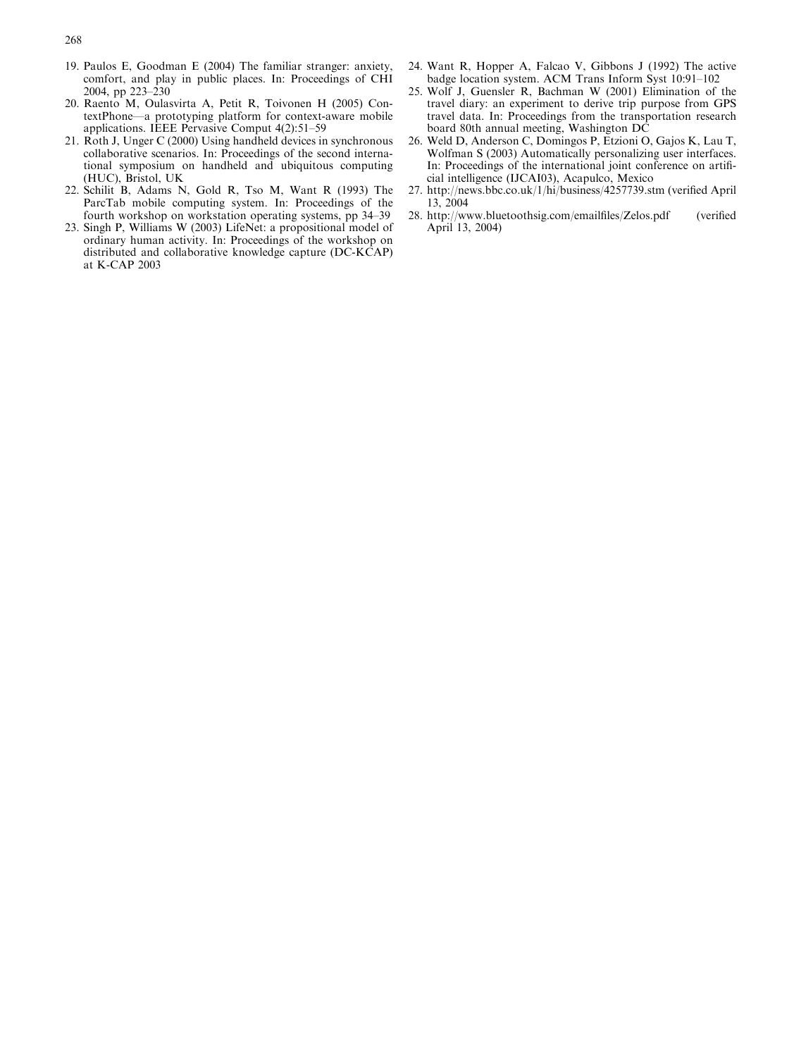19. Paulos E, Goodman E (2004) The familiar stranger: anxiety, comfort, and play in public places. In: Proceedings of CHI 2004, pp 223–230
20. Raento M, Oulasvirta A, Petit R, Toivonen H (2005) ContextPhone—a prototyping platform for context-aware mobile applications. IEEE Pervasive Comput 4(2):51–59
21. Roth J, Unger C (2000) Using handheld devices in synchronous collaborative scenarios. In: Proceedings of the second international symposium on handheld and ubiquitous computing (HUC), Bristol, UK
22. Schilit B, Adams N, Gold R, Tso M, Want R (1993) The ParcTab mobile computing system. In: Proceedings of the fourth workshop on workstation operating systems, pp 34–39
23. Singh P, Williams W (2003) LifeNet: a propositional model of ordinary human activity. In: Proceedings of the workshop on distributed and collaborative knowledge capture (DC-KCAP) at K-CAP 2003
24. Want R, Hopper A, Falcao V, Gibbons J (1992) The active badge location system. ACM Trans Inform Syst 10:91–102
25. Wolf J, Guensler R, Bachman W (2001) Elimination of the travel diary: an experiment to derive trip purpose from GPS travel data. In: Proceedings from the transportation research board 80th annual meeting, Washington DC
26. Weld D, Anderson C, Domingos P, Etzioni O, Gajos K, Lau T, Wolfman S (2003) Automatically personalizing user interfaces. In: Proceedings of the international joint conference on artificial intelligence (IJCAI03), Acapulco, Mexico
27. http://news.bbc.co.uk/1/hi/business/4257739.stm (verified April 13, 2004
28. http://www.bluetoothsig.com/emailfiles/Zelos.pdf (verified April 13, 2004)